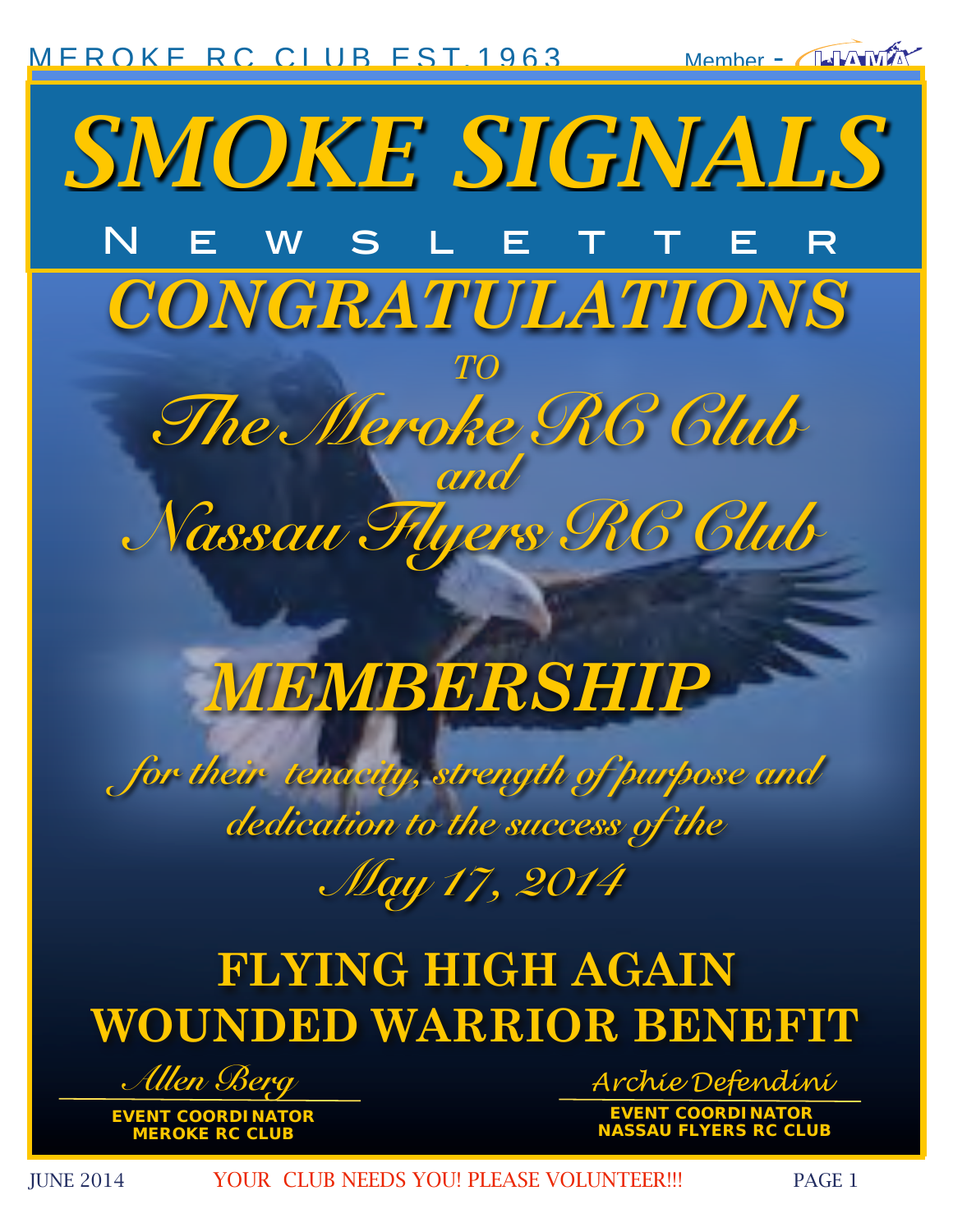# SMOKE SIGNALS

## NEWSLETTER

# CONGRATULATIONS

*TO*

*The Meroke RC Club*
*and*
*Nassau Flyers RC Club*

# MEMBERSHIP

*for their tenacity, strength of purpose and dedication to the success of the*

*May 17, 2014*

## FLYING HIGH AGAIN WOUNDED WARRIOR BENEFIT

*Allen Berg*
**EVENT COORDINATOR**
**MEROKE RC CLUB**

*Archie Defendini*
**EVENT COORDINATOR**
**NASSAU FLYERS RC CLUB**

YOUR CLUB NEEDS YOU! PLEASE VOLUNTEER!!!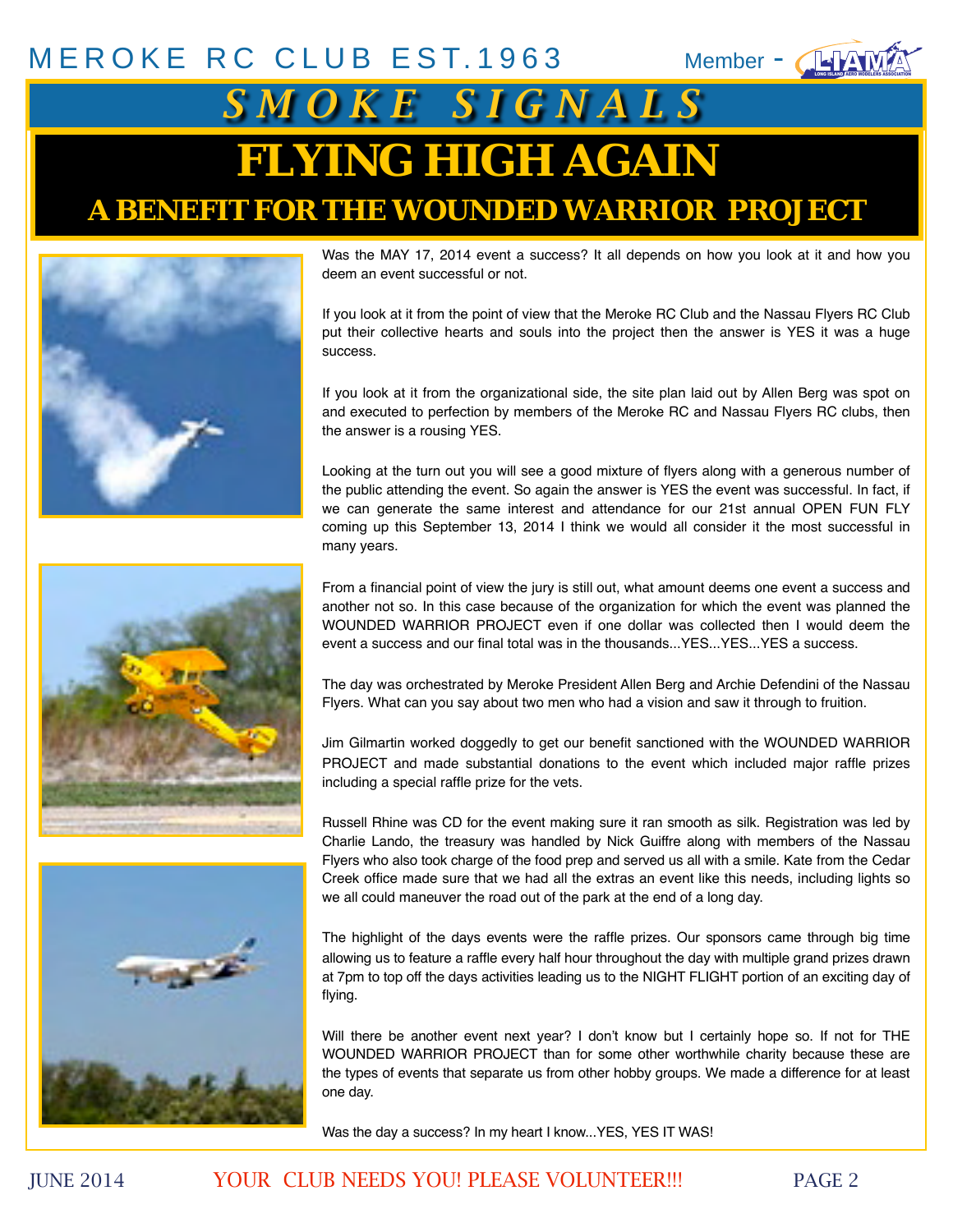MEROKE RC CLUB EST.1963 Member - LIAMA

# SMOKE SIGNALS

# FLYING HIGH AGAIN

## A BENEFIT FOR THE WOUNDED WARRIOR PROJECT

Was the MAY 17, 2014 event a success? It all depends on how you look at it and how you deem an event successful or not.

If you look at it from the point of view that the Meroke RC Club and the Nassau Flyers RC Club put their collective hearts and souls into the project then the answer is YES it was a huge success.

If you look at it from the organizational side, the site plan laid out by Allen Berg was spot on and executed to perfection by members of the Meroke RC and Nassau Flyers RC clubs, then the answer is a rousing YES.

Looking at the turn out you will see a good mixture of flyers along with a generous number of the public attending the event. So again the answer is YES the event was successful. In fact, if we can generate the same interest and attendance for our 21st annual OPEN FUN FLY coming up this September 13, 2014 I think we would all consider it the most successful in many years.

From a financial point of view the jury is still out, what amount deems one event a success and another not so. In this case because of the organization for which the event was planned the WOUNDED WARRIOR PROJECT even if one dollar was collected then I would deem the event a success and our final total was in the thousands...YES...YES...YES a success.

The day was orchestrated by Meroke President Allen Berg and Archie Defendini of the Nassau Flyers. What can you say about two men who had a vision and saw it through to fruition.

Jim Gilmartin worked doggedly to get our benefit sanctioned with the WOUNDED WARRIOR PROJECT and made substantial donations to the event which included major raffle prizes including a special raffle prize for the vets.

Russell Rhine was CD for the event making sure it ran smooth as silk. Registration was led by Charlie Lando, the treasury was handled by Nick Guiffre along with members of the Nassau Flyers who also took charge of the food prep and served us all with a smile. Kate from the Cedar Creek office made sure that we had all the extras an event like this needs, including lights so we all could maneuver the road out of the park at the end of a long day.

The highlight of the days events were the raffle prizes. Our sponsors came through big time allowing us to feature a raffle every half hour throughout the day with multiple grand prizes drawn at 7pm to top off the days activities leading us to the NIGHT FLIGHT portion of an exciting day of flying.

Will there be another event next year? I don't know but I certainly hope so. If not for THE WOUNDED WARRIOR PROJECT than for some other worthwhile charity because these are the types of events that separate us from other hobby groups. We made a difference for at least one day.

Was the day a success? In my heart I know...YES, YES IT WAS!

YOUR CLUB NEEDS YOU! PLEASE VOLUNTEER!!!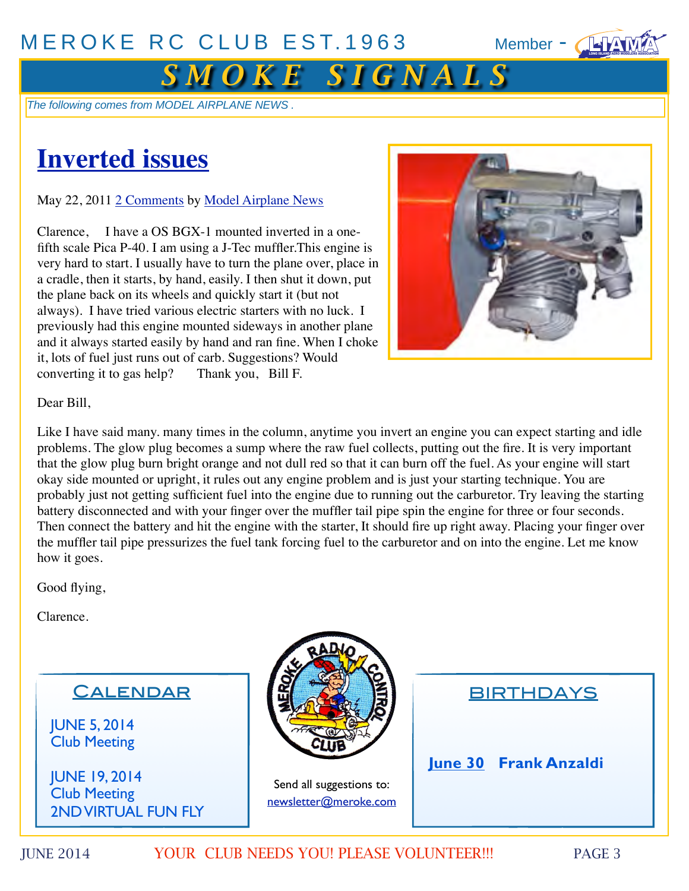*The following comes from MODEL AIRPLANE NEWS .*

# Inverted issues

May 22, 2011 2 Comments by Model Airplane News

Clarence,  I have a OS BGX-1 mounted inverted in a one-fifth scale Pica P-40. I am using a J-Tec muffler.This engine is very hard to start. I usually have to turn the plane over, place in a cradle, then it starts, by hand, easily. I then shut it down, put the plane back on its wheels and quickly start it (but not always). I have tried various electric starters with no luck. I previously had this engine mounted sideways in another plane and it always started easily by hand and ran fine. When I choke it, lots of fuel just runs out of carb. Suggestions? Would converting it to gas help?  Thank you, Bill F.

Dear Bill,

Like I have said many. many times in the column, anytime you invert an engine you can expect starting and idle problems. The glow plug becomes a sump where the raw fuel collects, putting out the fire. It is very important that the glow plug burn bright orange and not dull red so that it can burn off the fuel. As your engine will start okay side mounted or upright, it rules out any engine problem and is just your starting technique. You are probably just not getting sufficient fuel into the engine due to running out the carburetor. Try leaving the starting battery disconnected and with your finger over the muffler tail pipe spin the engine for three or four seconds. Then connect the battery and hit the engine with the starter, It should fire up right away. Placing your finger over the muffler tail pipe pressurizes the fuel tank forcing fuel to the carburetor and on into the engine. Let me know how it goes.

Good flying,

Clarence.

## Calendar

**JUNE 5, 2014**
Club Meeting

**JUNE 19, 2014**
Club Meeting
2ND VIRTUAL FUN FLY

Send all suggestions to:
newsletter@meroke.com

## BIRTHDAYS

**June 30** **Frank Anzaldi**

YOUR CLUB NEEDS YOU! PLEASE VOLUNTEER!!!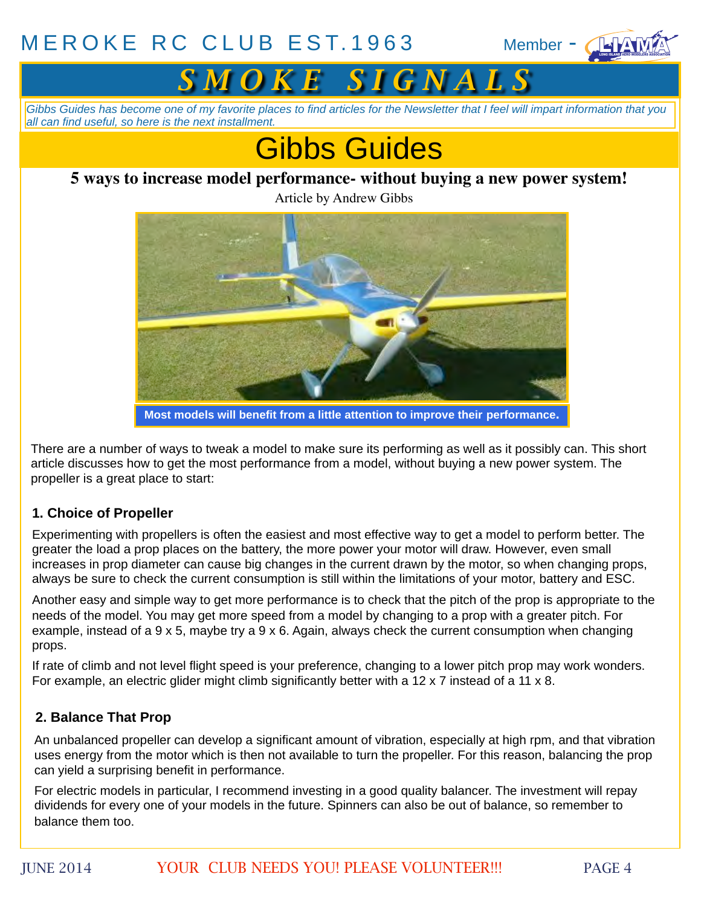*Gibbs Guides has become one of my favorite places to find articles for the Newsletter that I feel will impart information that you all can find useful, so here is the next installment.*

# Gibbs Guides

## 5 ways to increase model performance- without buying a new power system!

Article by Andrew Gibbs

**Most models will benefit from a little attention to improve their performance.**

There are a number of ways to tweak a model to make sure its performing as well as it possibly can. This short article discusses how to get the most performance from a model, without buying a new power system. The propeller is a great place to start:

### 1. Choice of Propeller

Experimenting with propellers is often the easiest and most effective way to get a model to perform better. The greater the load a prop places on the battery, the more power your motor will draw. However, even small increases in prop diameter can cause big changes in the current drawn by the motor, so when changing props, always be sure to check the current consumption is still within the limitations of your motor, battery and ESC.

Another easy and simple way to get more performance is to check that the pitch of the prop is appropriate to the needs of the model. You may get more speed from a model by changing to a prop with a greater pitch. For example, instead of a 9 x 5, maybe try a 9 x 6. Again, always check the current consumption when changing props.

If rate of climb and not level flight speed is your preference, changing to a lower pitch prop may work wonders. For example, an electric glider might climb significantly better with a 12 x 7 instead of a 11 x 8.

### 2. Balance That Prop

An unbalanced propeller can develop a significant amount of vibration, especially at high rpm, and that vibration uses energy from the motor which is then not available to turn the propeller. For this reason, balancing the prop can yield a surprising benefit in performance.

For electric models in particular, I recommend investing in a good quality balancer. The investment will repay dividends for every one of your models in the future. Spinners can also be out of balance, so remember to balance them too.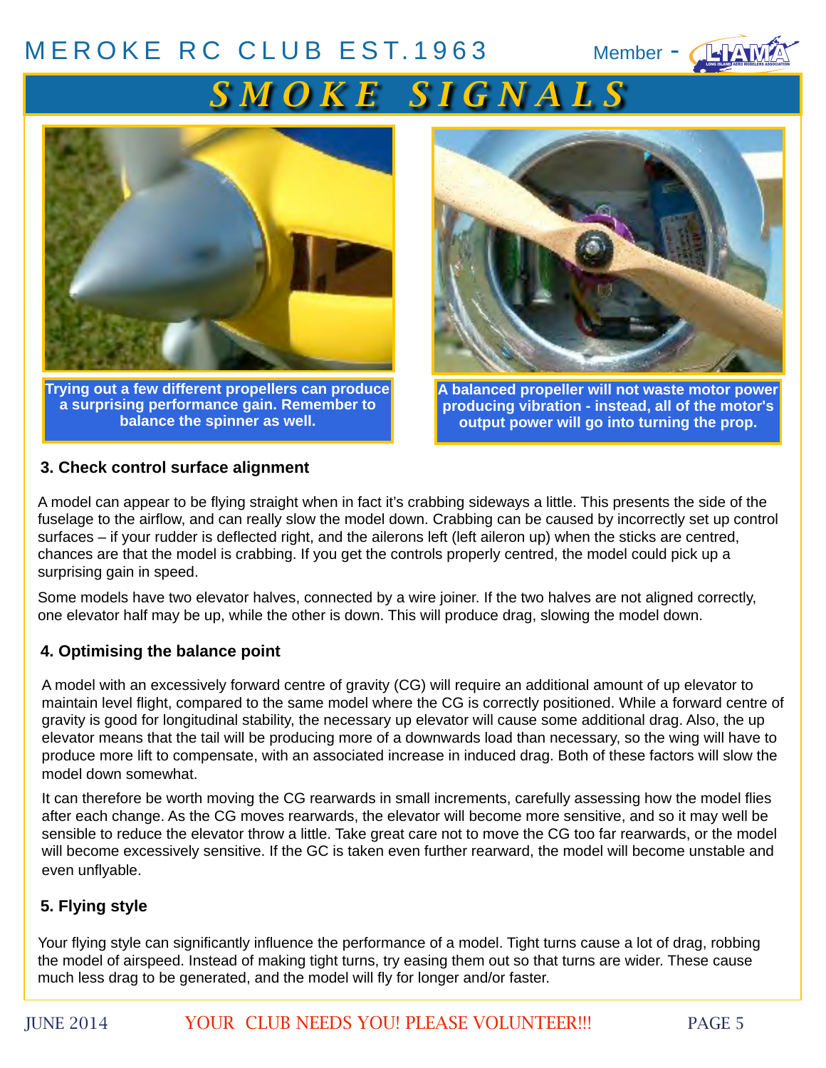Trying out a few different propellers can produce a surprising performance gain. Remember to balance the spinner as well.

A balanced propeller will not waste motor power producing vibration - instead, all of the motor's output power will go into turning the prop.

### 3. Check control surface alignment

A model can appear to be flying straight when in fact it's crabbing sideways a little. This presents the side of the fuselage to the airflow, and can really slow the model down. Crabbing can be caused by incorrectly set up control surfaces – if your rudder is deflected right, and the ailerons left (left aileron up) when the sticks are centred, chances are that the model is crabbing. If you get the controls properly centred, the model could pick up a surprising gain in speed.

Some models have two elevator halves, connected by a wire joiner. If the two halves are not aligned correctly, one elevator half may be up, while the other is down. This will produce drag, slowing the model down.

### 4. Optimising the balance point

A model with an excessively forward centre of gravity (CG) will require an additional amount of up elevator to maintain level flight, compared to the same model where the CG is correctly positioned. While a forward centre of gravity is good for longitudinal stability, the necessary up elevator will cause some additional drag. Also, the up elevator means that the tail will be producing more of a downwards load than necessary, so the wing will have to produce more lift to compensate, with an associated increase in induced drag. Both of these factors will slow the model down somewhat.

It can therefore be worth moving the CG rearwards in small increments, carefully assessing how the model flies after each change. As the CG moves rearwards, the elevator will become more sensitive, and so it may well be sensible to reduce the elevator throw a little. Take great care not to move the CG too far rearwards, or the model will become excessively sensitive. If the GC is taken even further rearward, the model will become unstable and even unflyable.

### 5. Flying style

Your flying style can significantly influence the performance of a model. Tight turns cause a lot of drag, robbing the model of airspeed. Instead of making tight turns, try easing them out so that turns are wider. These cause much less drag to be generated, and the model will fly for longer and/or faster.

YOUR CLUB NEEDS YOU! PLEASE VOLUNTEER!!!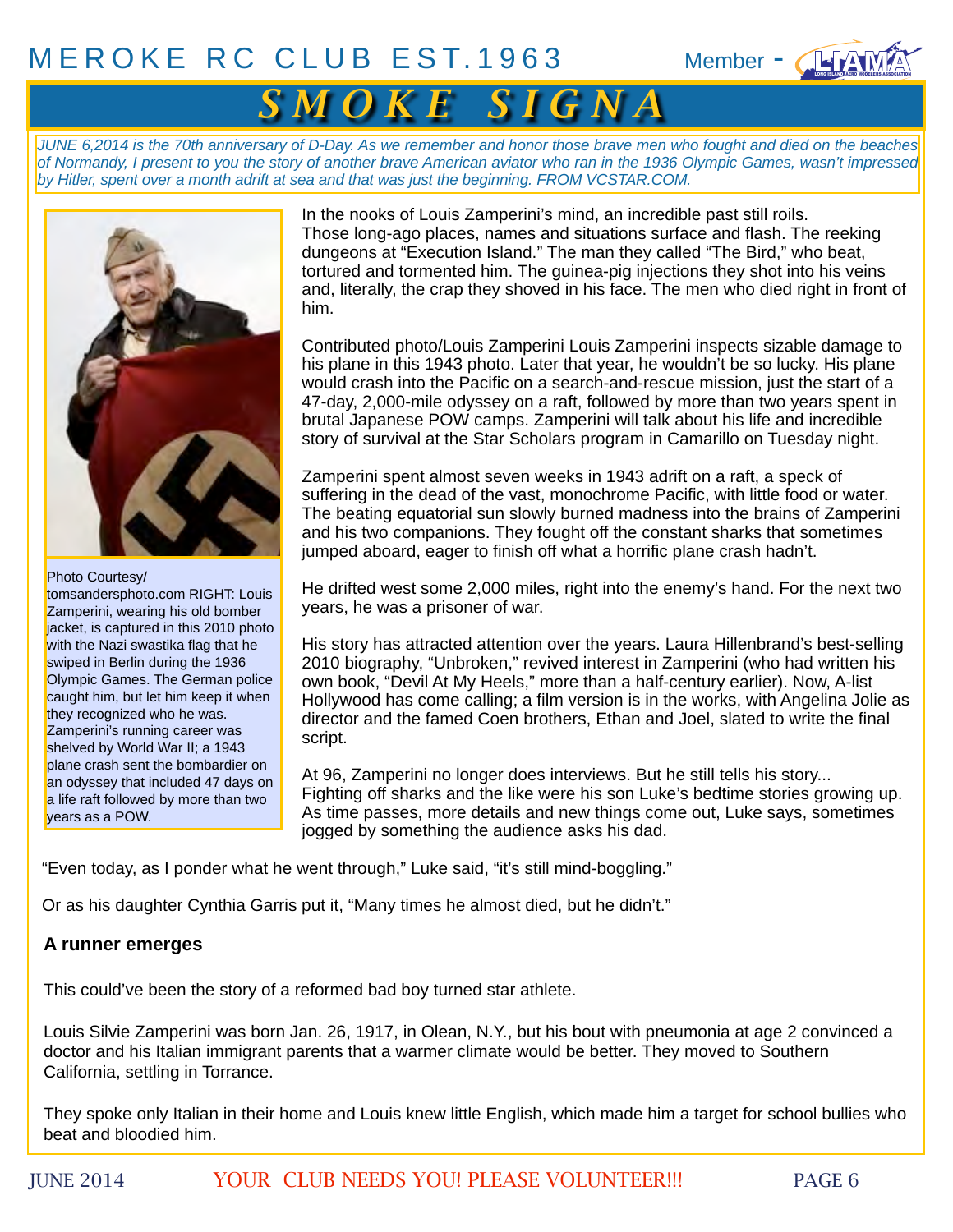# SMOKE SIGNA

*JUNE 6,2014 is the 70th anniversary of D-Day. As we remember and honor those brave men who fought and died on the beaches of Normandy, I present to you the story of another brave American aviator who ran in the 1936 Olympic Games, wasn't impressed by Hitler, spent over a month adrift at sea and that was just the beginning. FROM VCSTAR.COM.*

Photo Courtesy/ tomsandersphoto.com RIGHT: Louis Zamperini, wearing his old bomber jacket, is captured in this 2010 photo with the Nazi swastika flag that he swiped in Berlin during the 1936 Olympic Games. The German police caught him, but let him keep it when they recognized who he was. Zamperini's running career was shelved by World War II; a 1943 plane crash sent the bombardier on an odyssey that included 47 days on a life raft followed by more than two years as a POW.

In the nooks of Louis Zamperini's mind, an incredible past still roils. Those long-ago places, names and situations surface and flash. The reeking dungeons at "Execution Island." The man they called "The Bird," who beat, tortured and tormented him. The guinea-pig injections they shot into his veins and, literally, the crap they shoved in his face. The men who died right in front of him.

Contributed photo/Louis Zamperini Louis Zamperini inspects sizable damage to his plane in this 1943 photo. Later that year, he wouldn't be so lucky. His plane would crash into the Pacific on a search-and-rescue mission, just the start of a 47-day, 2,000-mile odyssey on a raft, followed by more than two years spent in brutal Japanese POW camps. Zamperini will talk about his life and incredible story of survival at the Star Scholars program in Camarillo on Tuesday night.

Zamperini spent almost seven weeks in 1943 adrift on a raft, a speck of suffering in the dead of the vast, monochrome Pacific, with little food or water. The beating equatorial sun slowly burned madness into the brains of Zamperini and his two companions. They fought off the constant sharks that sometimes jumped aboard, eager to finish off what a horrific plane crash hadn't.

He drifted west some 2,000 miles, right into the enemy's hand. For the next two years, he was a prisoner of war.

His story has attracted attention over the years. Laura Hillenbrand's best-selling 2010 biography, "Unbroken," revived interest in Zamperini (who had written his own book, "Devil At My Heels," more than a half-century earlier). Now, A-list Hollywood has come calling; a film version is in the works, with Angelina Jolie as director and the famed Coen brothers, Ethan and Joel, slated to write the final script.

At 96, Zamperini no longer does interviews. But he still tells his story... Fighting off sharks and the like were his son Luke's bedtime stories growing up. As time passes, more details and new things come out, Luke says, sometimes jogged by something the audience asks his dad.

"Even today, as I ponder what he went through," Luke said, "it's still mind-boggling."

Or as his daughter Cynthia Garris put it, "Many times he almost died, but he didn't."

**A runner emerges**

This could've been the story of a reformed bad boy turned star athlete.

Louis Silvie Zamperini was born Jan. 26, 1917, in Olean, N.Y., but his bout with pneumonia at age 2 convinced a doctor and his Italian immigrant parents that a warmer climate would be better. They moved to Southern California, settling in Torrance.

They spoke only Italian in their home and Louis knew little English, which made him a target for school bullies who beat and bloodied him.

YOUR CLUB NEEDS YOU! PLEASE VOLUNTEER!!!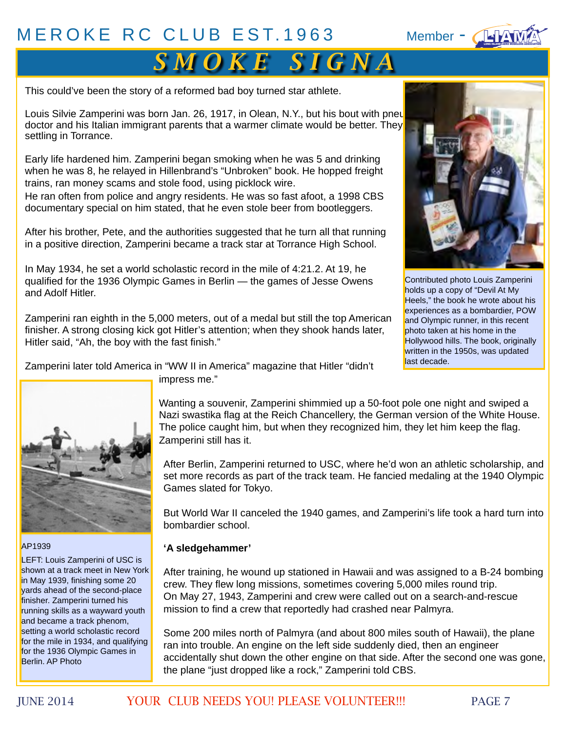This could've been the story of a reformed bad boy turned star athlete.

Louis Silvie Zamperini was born Jan. 26, 1917, in Olean, N.Y., but his bout with pneu doctor and his Italian immigrant parents that a warmer climate would be better. They settling in Torrance.

Early life hardened him. Zamperini began smoking when he was 5 and drinking when he was 8, he relayed in Hillenbrand's "Unbroken" book. He hopped freight trains, ran money scams and stole food, using picklock wire.
He ran often from police and angry residents. He was so fast afoot, a 1998 CBS documentary special on him stated, that he even stole beer from bootleggers.

After his brother, Pete, and the authorities suggested that he turn all that running in a positive direction, Zamperini became a track star at Torrance High School.

In May 1934, he set a world scholastic record in the mile of 4:21.2. At 19, he qualified for the 1936 Olympic Games in Berlin — the games of Jesse Owens and Adolf Hitler.

Zamperini ran eighth in the 5,000 meters, out of a medal but still the top American finisher. A strong closing kick got Hitler's attention; when they shook hands later, Hitler said, "Ah, the boy with the fast finish."

Zamperini later told America in "WW II in America" magazine that Hitler "didn't impress me."

Contributed photo Louis Zamperini holds up a copy of "Devil At My Heels," the book he wrote about his experiences as a bombardier, POW and Olympic runner, in this recent photo taken at his home in the Hollywood hills. The book, originally written in the 1950s, was updated last decade.

Wanting a souvenir, Zamperini shimmied up a 50-foot pole one night and swiped a Nazi swastika flag at the Reich Chancellery, the German version of the White House. The police caught him, but when they recognized him, they let him keep the flag. Zamperini still has it.

After Berlin, Zamperini returned to USC, where he'd won an athletic scholarship, and set more records as part of the track team. He fancied medaling at the 1940 Olympic Games slated for Tokyo.

But World War II canceled the 1940 games, and Zamperini's life took a hard turn into bombardier school.

AP1939

LEFT: Louis Zamperini of USC is shown at a track meet in New York in May 1939, finishing some 20 yards ahead of the second-place finisher. Zamperini turned his running skills as a wayward youth and became a track phenom, setting a world scholastic record for the mile in 1934, and qualifying for the 1936 Olympic Games in Berlin. AP Photo

**'A sledgehammer'**

After training, he wound up stationed in Hawaii and was assigned to a B-24 bombing crew. They flew long missions, sometimes covering 5,000 miles round trip.
On May 27, 1943, Zamperini and crew were called out on a search-and-rescue mission to find a crew that reportedly had crashed near Palmyra.

Some 200 miles north of Palmyra (and about 800 miles south of Hawaii), the plane ran into trouble. An engine on the left side suddenly died, then an engineer accidentally shut down the other engine on that side. After the second one was gone, the plane "just dropped like a rock," Zamperini told CBS.

YOUR CLUB NEEDS YOU! PLEASE VOLUNTEER!!!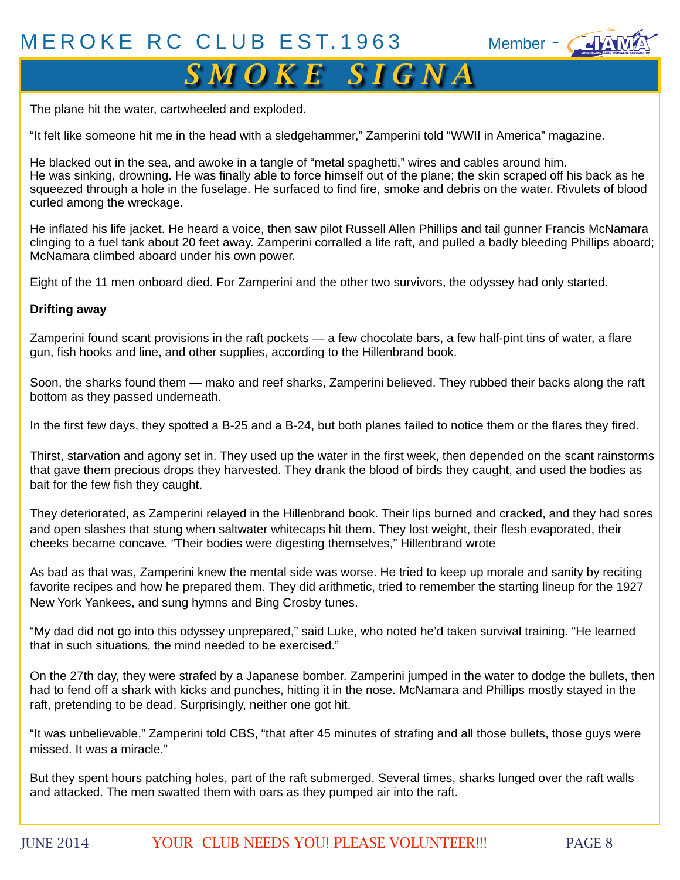The plane hit the water, cartwheeled and exploded.

“It felt like someone hit me in the head with a sledgehammer,” Zamperini told “WWII in America” magazine.

He blacked out in the sea, and awoke in a tangle of “metal spaghetti,” wires and cables around him.
He was sinking, drowning. He was finally able to force himself out of the plane; the skin scraped off his back as he squeezed through a hole in the fuselage. He surfaced to find fire, smoke and debris on the water. Rivulets of blood curled among the wreckage.

He inflated his life jacket. He heard a voice, then saw pilot Russell Allen Phillips and tail gunner Francis McNamara clinging to a fuel tank about 20 feet away. Zamperini corralled a life raft, and pulled a badly bleeding Phillips aboard; McNamara climbed aboard under his own power.

Eight of the 11 men onboard died. For Zamperini and the other two survivors, the odyssey had only started.

**Drifting away**

Zamperini found scant provisions in the raft pockets — a few chocolate bars, a few half-pint tins of water, a flare gun, fish hooks and line, and other supplies, according to the Hillenbrand book.

Soon, the sharks found them — mako and reef sharks, Zamperini believed. They rubbed their backs along the raft bottom as they passed underneath.

In the first few days, they spotted a B-25 and a B-24, but both planes failed to notice them or the flares they fired.

Thirst, starvation and agony set in. They used up the water in the first week, then depended on the scant rainstorms that gave them precious drops they harvested. They drank the blood of birds they caught, and used the bodies as bait for the few fish they caught.

They deteriorated, as Zamperini relayed in the Hillenbrand book. Their lips burned and cracked, and they had sores and open slashes that stung when saltwater whitecaps hit them. They lost weight, their flesh evaporated, their cheeks became concave. “Their bodies were digesting themselves,” Hillenbrand wrote

As bad as that was, Zamperini knew the mental side was worse. He tried to keep up morale and sanity by reciting favorite recipes and how he prepared them. They did arithmetic, tried to remember the starting lineup for the 1927 New York Yankees, and sung hymns and Bing Crosby tunes.

“My dad did not go into this odyssey unprepared,” said Luke, who noted he’d taken survival training. “He learned that in such situations, the mind needed to be exercised.”

On the 27th day, they were strafed by a Japanese bomber. Zamperini jumped in the water to dodge the bullets, then had to fend off a shark with kicks and punches, hitting it in the nose. McNamara and Phillips mostly stayed in the raft, pretending to be dead. Surprisingly, neither one got hit.

“It was unbelievable,” Zamperini told CBS, “that after 45 minutes of strafing and all those bullets, those guys were missed. It was a miracle.”

But they spent hours patching holes, part of the raft submerged. Several times, sharks lunged over the raft walls and attacked. The men swatted them with oars as they pumped air into the raft.

YOUR CLUB NEEDS YOU! PLEASE VOLUNTEER!!!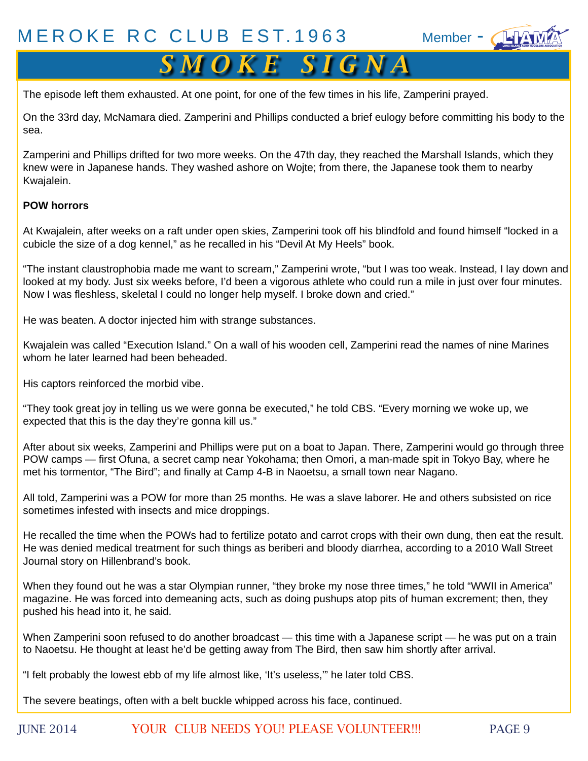The episode left them exhausted. At one point, for one of the few times in his life, Zamperini prayed.

On the 33rd day, McNamara died. Zamperini and Phillips conducted a brief eulogy before committing his body to the sea.

Zamperini and Phillips drifted for two more weeks. On the 47th day, they reached the Marshall Islands, which they knew were in Japanese hands. They washed ashore on Wojte; from there, the Japanese took them to nearby Kwajalein.

**POW horrors**

At Kwajalein, after weeks on a raft under open skies, Zamperini took off his blindfold and found himself "locked in a cubicle the size of a dog kennel," as he recalled in his "Devil At My Heels" book.

"The instant claustrophobia made me want to scream," Zamperini wrote, "but I was too weak. Instead, I lay down and looked at my body. Just six weeks before, I'd been a vigorous athlete who could run a mile in just over four minutes. Now I was fleshless, skeletal I could no longer help myself. I broke down and cried."

He was beaten. A doctor injected him with strange substances.

Kwajalein was called "Execution Island." On a wall of his wooden cell, Zamperini read the names of nine Marines whom he later learned had been beheaded.

His captors reinforced the morbid vibe.

"They took great joy in telling us we were gonna be executed," he told CBS. "Every morning we woke up, we expected that this is the day they're gonna kill us."

After about six weeks, Zamperini and Phillips were put on a boat to Japan. There, Zamperini would go through three POW camps — first Ofuna, a secret camp near Yokohama; then Omori, a man-made spit in Tokyo Bay, where he met his tormentor, "The Bird"; and finally at Camp 4-B in Naoetsu, a small town near Nagano.

All told, Zamperini was a POW for more than 25 months. He was a slave laborer. He and others subsisted on rice sometimes infested with insects and mice droppings.

He recalled the time when the POWs had to fertilize potato and carrot crops with their own dung, then eat the result. He was denied medical treatment for such things as beriberi and bloody diarrhea, according to a 2010 Wall Street Journal story on Hillenbrand's book.

When they found out he was a star Olympian runner, "they broke my nose three times," he told "WWII in America" magazine. He was forced into demeaning acts, such as doing pushups atop pits of human excrement; then, they pushed his head into it, he said.

When Zamperini soon refused to do another broadcast — this time with a Japanese script — he was put on a train to Naoetsu. He thought at least he'd be getting away from The Bird, then saw him shortly after arrival.

"I felt probably the lowest ebb of my life almost like, 'It's useless,'" he later told CBS.

The severe beatings, often with a belt buckle whipped across his face, continued.

YOUR CLUB NEEDS YOU! PLEASE VOLUNTEER!!!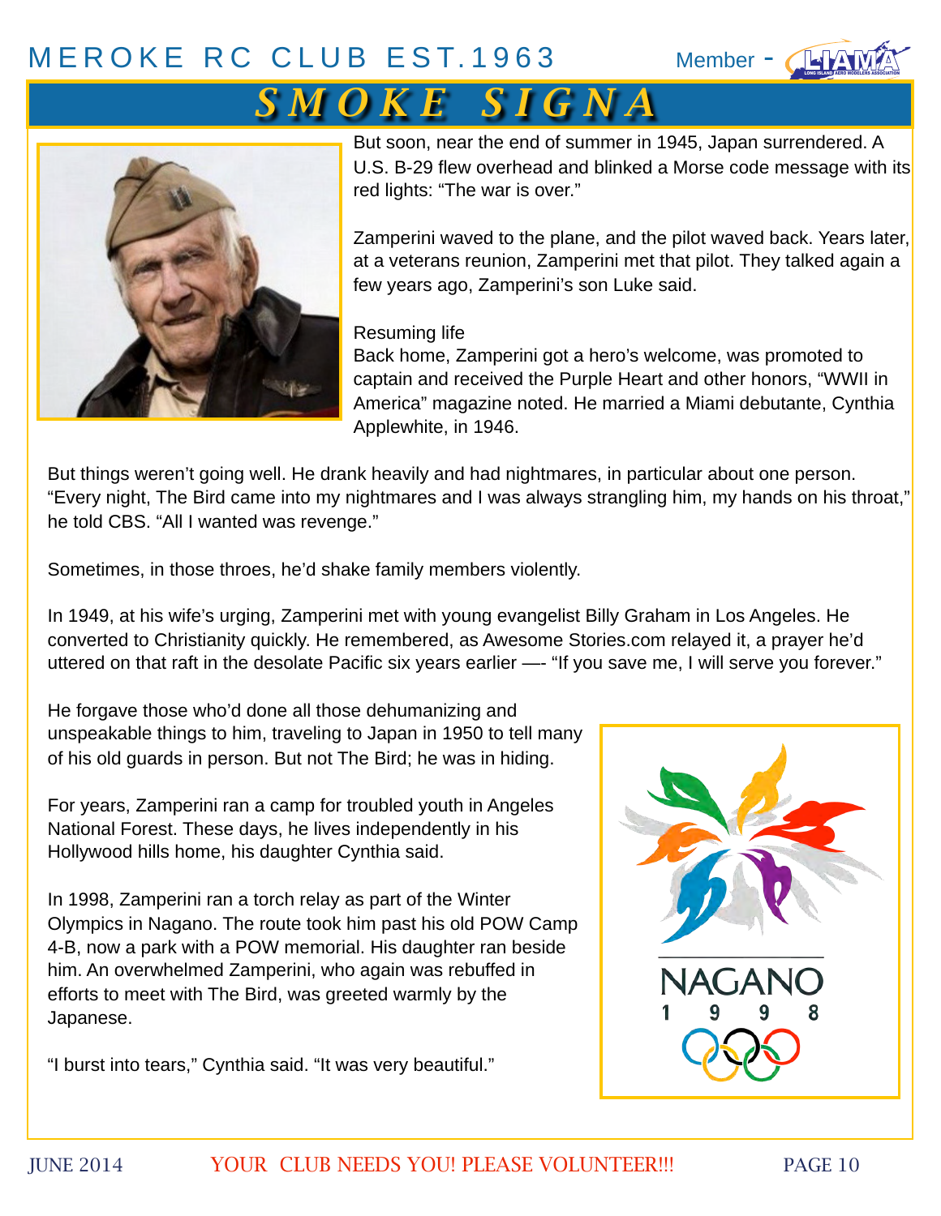But soon, near the end of summer in 1945, Japan surrendered. A U.S. B-29 flew overhead and blinked a Morse code message with its red lights: “The war is over.”

Zamperini waved to the plane, and the pilot waved back. Years later, at a veterans reunion, Zamperini met that pilot. They talked again a few years ago, Zamperini’s son Luke said.

Resuming life

Back home, Zamperini got a hero’s welcome, was promoted to captain and received the Purple Heart and other honors, “WWII in America” magazine noted. He married a Miami debutante, Cynthia Applewhite, in 1946.

But things weren’t going well. He drank heavily and had nightmares, in particular about one person. “Every night, The Bird came into my nightmares and I was always strangling him, my hands on his throat,” he told CBS. “All I wanted was revenge.”

Sometimes, in those throes, he’d shake family members violently.

In 1949, at his wife’s urging, Zamperini met with young evangelist Billy Graham in Los Angeles. He converted to Christianity quickly. He remembered, as Awesome Stories.com relayed it, a prayer he’d uttered on that raft in the desolate Pacific six years earlier —- “If you save me, I will serve you forever.”

He forgave those who’d done all those dehumanizing and unspeakable things to him, traveling to Japan in 1950 to tell many of his old guards in person. But not The Bird; he was in hiding.

For years, Zamperini ran a camp for troubled youth in Angeles National Forest. These days, he lives independently in his Hollywood hills home, his daughter Cynthia said.

In 1998, Zamperini ran a torch relay as part of the Winter Olympics in Nagano. The route took him past his old POW Camp 4-B, now a park with a POW memorial. His daughter ran beside him. An overwhelmed Zamperini, who again was rebuffed in efforts to meet with The Bird, was greeted warmly by the Japanese.

“I burst into tears,” Cynthia said. “It was very beautiful.”

NAGANO
1 9 9 8

YOUR CLUB NEEDS YOU! PLEASE VOLUNTEER!!!